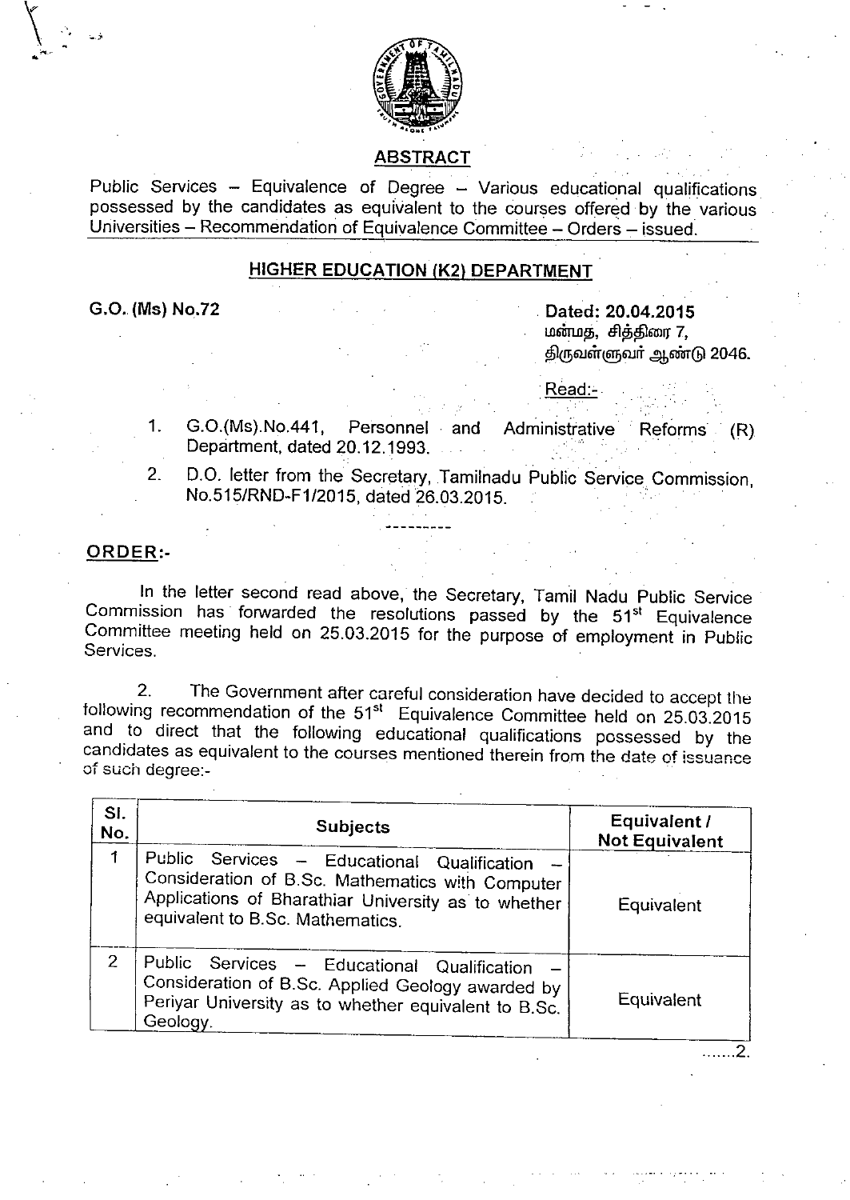## ABSTRACT

Public Services – Equivalence of Degree – Various educational qualifications possessed by the candidates as equivalent to the courses offered by the various Universities – Recommendation of Equivalence Committee – Orders – issued.

## HIGHER EDUCATION (K2) DEPARTMENT

**G.O. (Ms) No.72** **Dated: 20.04.2015**
மன்மத, சித்திரை 7,
திருவள்ளுவர் ஆண்டு 2046.

Read:-

1. G.O.(Ms).No.441, Personnel and Administrative Reforms (R) Department, dated 20.12.1993.
2. D.O. letter from the Secretary, Tamilnadu Public Service Commission, No.515/RND-F1/2015, dated 26.03.2015.

---------

**ORDER:-**

In the letter second read above, the Secretary, Tamil Nadu Public Service Commission has forwarded the resolutions passed by the 51st Equivalence Committee meeting held on 25.03.2015 for the purpose of employment in Public Services.

2. The Government after careful consideration have decided to accept the following recommendation of the 51st Equivalence Committee held on 25.03.2015 and to direct that the following educational qualifications possessed by the candidates as equivalent to the courses mentioned therein from the date of issuance of such degree:-

| Sl. No. | Subjects | Equivalent / Not Equivalent |
|---|---|---|
| 1 | Public Services – Educational Qualification – Consideration of B.Sc. Mathematics with Computer Applications of Bharathiar University as to whether equivalent to B.Sc. Mathematics. | Equivalent |
| 2 | Public Services – Educational Qualification – Consideration of B.Sc. Applied Geology awarded by Periyar University as to whether equivalent to B.Sc. Geology. | Equivalent |

.......2.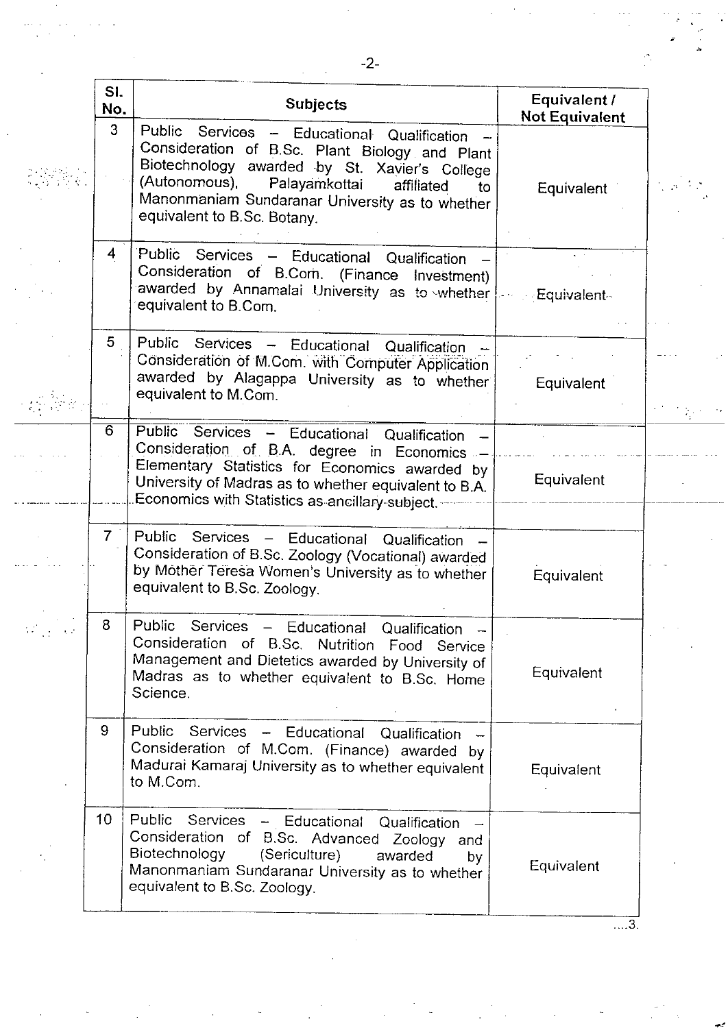| Sl. No. | Subjects | Equivalent / Not Equivalent |
|---|---|---|
| 3 | Public Services – Educational Qualification – Consideration of B.Sc. Plant Biology and Plant Biotechnology awarded by St. Xavier's College (Autonomous), Palayamkottai affiliated to Manonmaniam Sundaranar University as to whether equivalent to B.Sc. Botany. | Equivalent |
| 4 | Public Services – Educational Qualification – Consideration of B.Com. (Finance Investment) awarded by Annamalai University as to whether equivalent to B.Com. | Equivalent |
| 5 | Public Services – Educational Qualification – Consideration of M.Com. with Computer Application awarded by Alagappa University as to whether equivalent to M.Com. | Equivalent |
| 6 | Public Services – Educational Qualification – Consideration of B.A. degree in Economics – Elementary Statistics for Economics awarded by University of Madras as to whether equivalent to B.A. Economics with Statistics as ancillary subject. | Equivalent |
| 7 | Public Services – Educational Qualification – Consideration of B.Sc. Zoology (Vocational) awarded by Mother Teresa Women's University as to whether equivalent to B.Sc. Zoology. | Equivalent |
| 8 | Public Services – Educational Qualification – Consideration of B.Sc. Nutrition Food Service Management and Dietetics awarded by University of Madras as to whether equivalent to B.Sc. Home Science. | Equivalent |
| 9 | Public Services – Educational Qualification – Consideration of M.Com. (Finance) awarded by Madurai Kamaraj University as to whether equivalent to M.Com. | Equivalent |
| 10 | Public Services – Educational Qualification – Consideration of B.Sc. Advanced Zoology and Biotechnology (Sericulture) awarded by Manonmaniam Sundaranar University as to whether equivalent to B.Sc. Zoology. | Equivalent |

....3.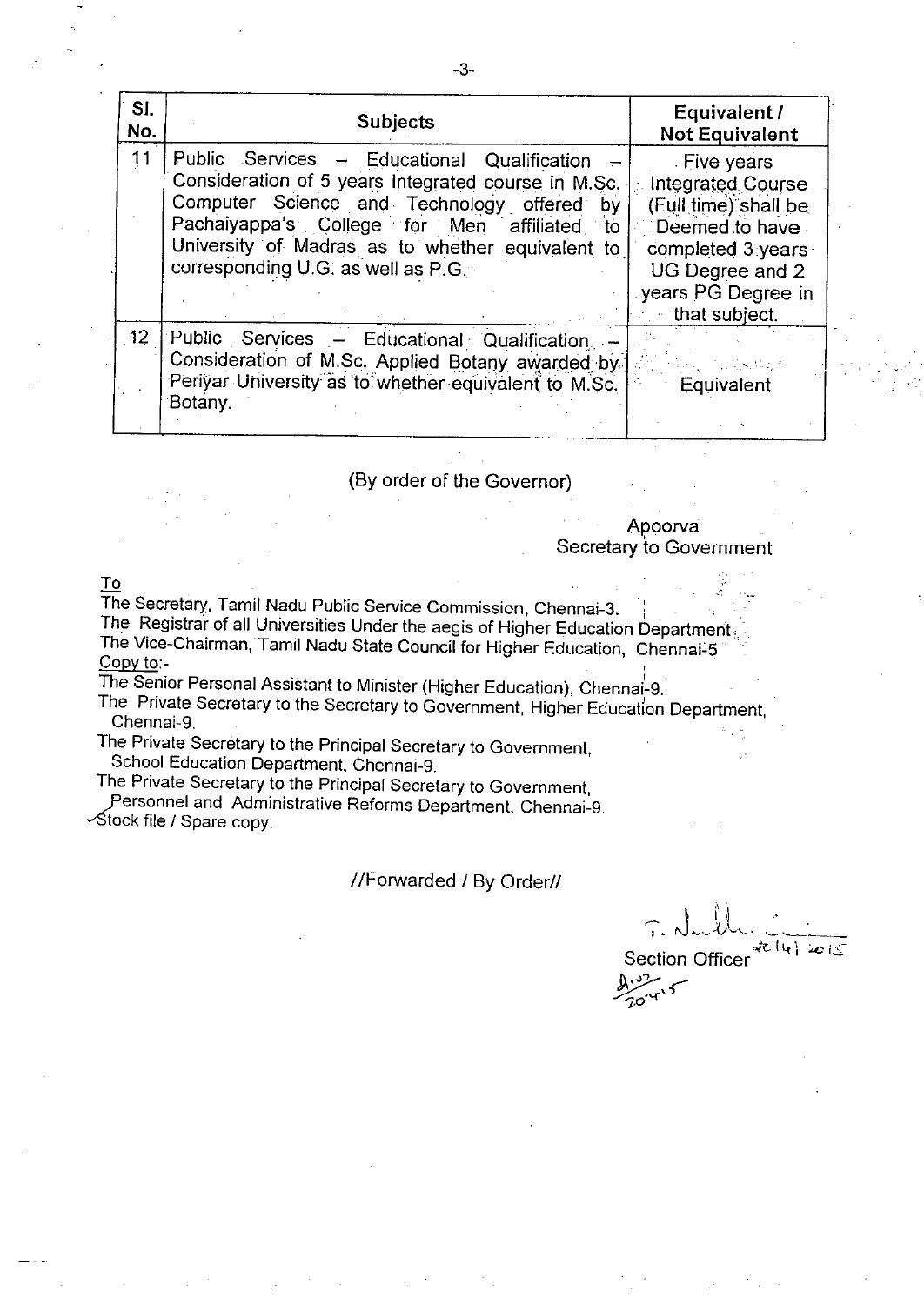| Sl. No. | Subjects | Equivalent / Not Equivalent |
|---|---|---|
| 11 | Public Services – Educational Qualification – Consideration of 5 years Integrated course in M.Sc. Computer Science and Technology offered by Pachaiyappa's College for Men affiliated to University of Madras as to whether equivalent to corresponding U.G. as well as P.G. | Five years Integrated Course (Full time) shall be Deemed to have completed 3 years UG Degree and 2 years PG Degree in that subject. |
| 12 | Public Services – Educational Qualification – Consideration of M.Sc. Applied Botany awarded by Periyar University as to whether equivalent to M.Sc. Botany. | Equivalent |

(By order of the Governor)

Apoorva
Secretary to Government

To
The Secretary, Tamil Nadu Public Service Commission, Chennai-3.
The Registrar of all Universities Under the aegis of Higher Education Department
The Vice-Chairman, Tamil Nadu State Council for Higher Education, Chennai-5

Copy to:-
The Senior Personal Assistant to Minister (Higher Education), Chennai-9.
The Private Secretary to the Secretary to Government, Higher Education Department, Chennai-9.
The Private Secretary to the Principal Secretary to Government, School Education Department, Chennai-9.
The Private Secretary to the Principal Secretary to Government, Personnel and Administrative Reforms Department, Chennai-9.
Stock file / Spare copy.

//Forwarded / By Order//

Section Officer